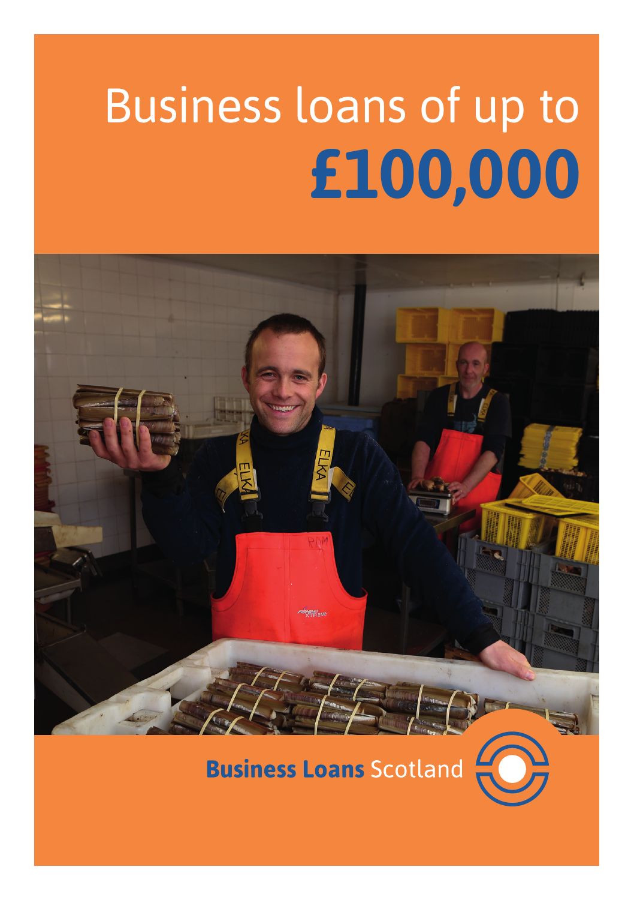# Business loans of up to **£100,000**

**Business Loans** Scotland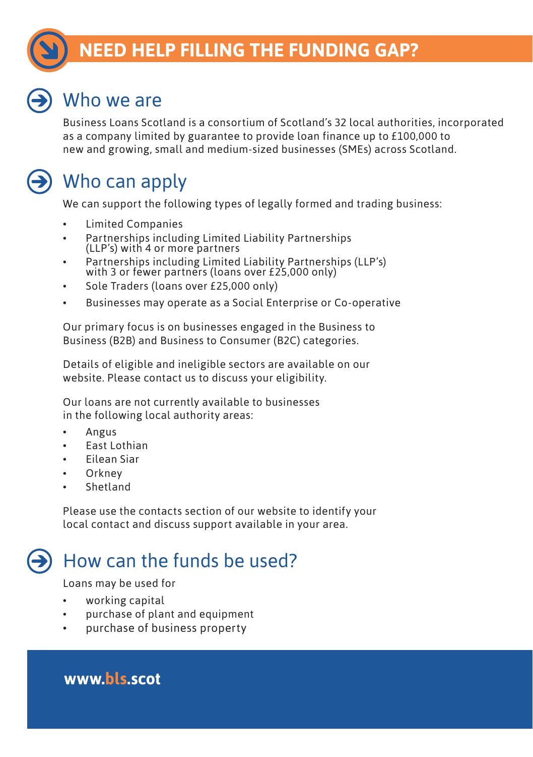# NEED HELP FILLING THE FUNDING GAP?

## Who we are

Business Loans Scotland is a consortium of Scotland's 32 local authorities, incorporated as a company limited by guarantee to provide loan finance up to £100,000 to new and growing, small and medium-sized businesses (SMEs) across Scotland.

## Who can apply

We can support the following types of legally formed and trading business:

- Limited Companies
- Partnerships including Limited Liability Partnerships (LLP's) with 4 or more partners
- Partnerships including Limited Liability Partnerships (LLP's) with 3 or fewer partners (loans over £25,000 only)
- Sole Traders (loans over £25,000 only)
- Businesses may operate as a Social Enterprise or Co-operative

Our primary focus is on businesses engaged in the Business to Business (B2B) and Business to Consumer (B2C) categories.

Details of eligible and ineligible sectors are available on our website. Please contact us to discuss your eligibility.

Our loans are not currently available to businesses in the following local authority areas:

- Angus
- East Lothian
- Eilean Siar
- Orkney
- Shetland

Please use the contacts section of our website to identify your local contact and discuss support available in your area.

## How can the funds be used?

Loans may be used for

- working capital
- purchase of plant and equipment
- purchase of business property

**www.bls.scot**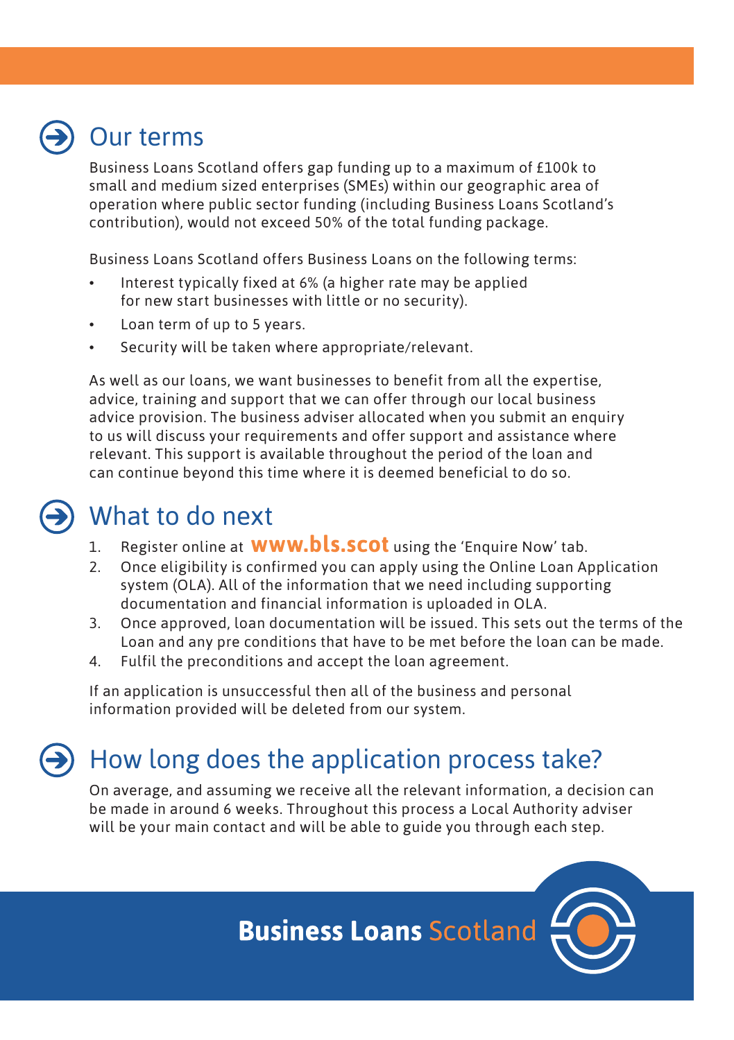## Our terms

Business Loans Scotland offers gap funding up to a maximum of £100k to small and medium sized enterprises (SMEs) within our geographic area of operation where public sector funding (including Business Loans Scotland's contribution), would not exceed 50% of the total funding package.

Business Loans Scotland offers Business Loans on the following terms:

- Interest typically fixed at 6% (a higher rate may be applied for new start businesses with little or no security).
- Loan term of up to 5 years.
- Security will be taken where appropriate/relevant.

As well as our loans, we want businesses to benefit from all the expertise, advice, training and support that we can offer through our local business advice provision. The business adviser allocated when you submit an enquiry to us will discuss your requirements and offer support and assistance where relevant. This support is available throughout the period of the loan and can continue beyond this time where it is deemed beneficial to do so.

## What to do next

1. Register online at **www.bls.scot** using the 'Enquire Now' tab.
2. Once eligibility is confirmed you can apply using the Online Loan Application system (OLA). All of the information that we need including supporting documentation and financial information is uploaded in OLA.
3. Once approved, loan documentation will be issued. This sets out the terms of the Loan and any pre conditions that have to be met before the loan can be made.
4. Fulfil the preconditions and accept the loan agreement.

If an application is unsuccessful then all of the business and personal information provided will be deleted from our system.

## How long does the application process take?

On average, and assuming we receive all the relevant information, a decision can be made in around 6 weeks. Throughout this process a Local Authority adviser will be your main contact and will be able to guide you through each step.

**Business Loans** Scotland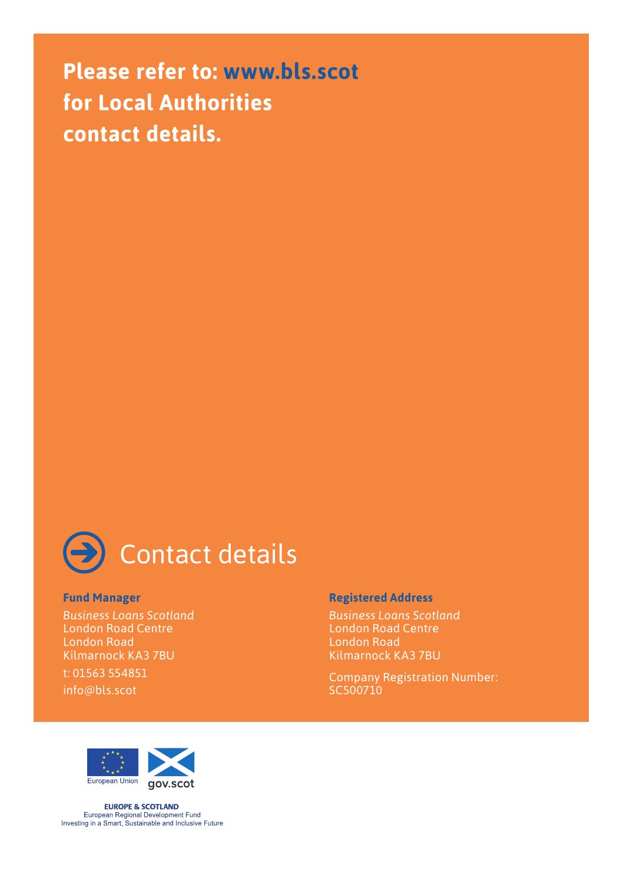**Please refer to: www.bls.scot for Local Authorities contact details.**

## Contact details

**Fund Manager**

*Business Loans Scotland*
London Road Centre
London Road
Kilmarnock KA3 7BU

t: 01563 554851

info@bls.scot

**Registered Address**

*Business Loans Scotland*
London Road Centre
London Road
Kilmarnock KA3 7BU

Company Registration Number:
SC500710

European Union

gov.scot

**EUROPE & SCOTLAND**
European Regional Development Fund
Investing in a Smart, Sustainable and Inclusive Future